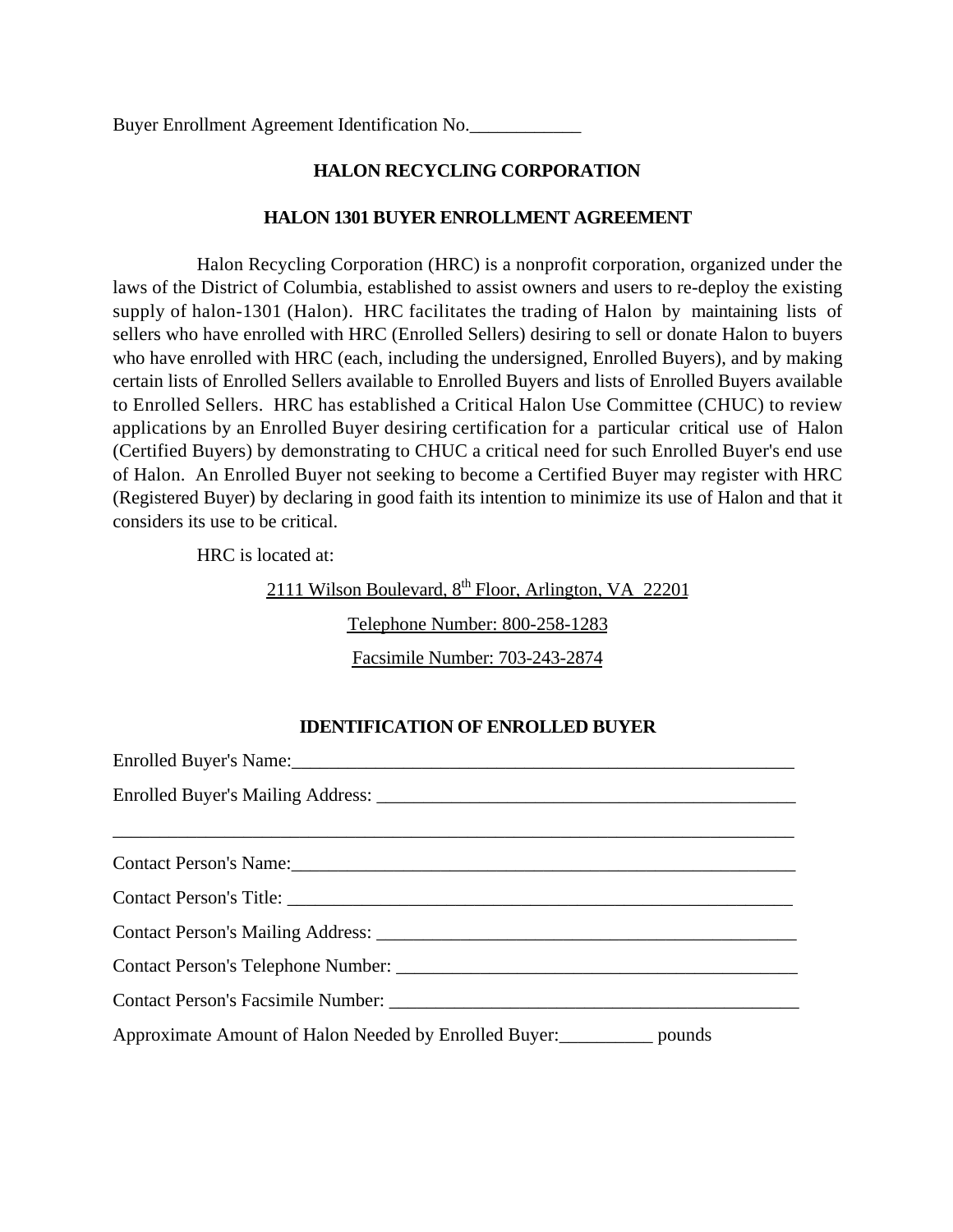Buyer Enrollment Agreement Identification No.____________

# HALON RECYCLING CORPORATION

## HALON 1301 BUYER ENROLLMENT AGREEMENT

Halon Recycling Corporation (HRC) is a nonprofit corporation, organized under the laws of the District of Columbia, established to assist owners and users to re-deploy the existing supply of halon-1301 (Halon). HRC facilitates the trading of Halon by maintaining lists of sellers who have enrolled with HRC (Enrolled Sellers) desiring to sell or donate Halon to buyers who have enrolled with HRC (each, including the undersigned, Enrolled Buyers), and by making certain lists of Enrolled Sellers available to Enrolled Buyers and lists of Enrolled Buyers available to Enrolled Sellers. HRC has established a Critical Halon Use Committee (CHUC) to review applications by an Enrolled Buyer desiring certification for a particular critical use of Halon (Certified Buyers) by demonstrating to CHUC a critical need for such Enrolled Buyer's end use of Halon. An Enrolled Buyer not seeking to become a Certified Buyer may register with HRC (Registered Buyer) by declaring in good faith its intention to minimize its use of Halon and that it considers its use to be critical.

HRC is located at:

2111 Wilson Boulevard, 8th Floor, Arlington, VA 22201

Telephone Number: 800-258-1283

Facsimile Number: 703-243-2874

## IDENTIFICATION OF ENROLLED BUYER

Enrolled Buyer's Name:_________________________________________________________

Enrolled Buyer's Mailing Address: _______________________________________________

_______________________________________________________________________________

Contact Person's Name:_________________________________________________________

Contact Person's Title: _________________________________________________________

Contact Person's Mailing Address: _______________________________________________

Contact Person's Telephone Number: _____________________________________________

Contact Person's Facsimile Number: ______________________________________________

Approximate Amount of Halon Needed by Enrolled Buyer:__________ pounds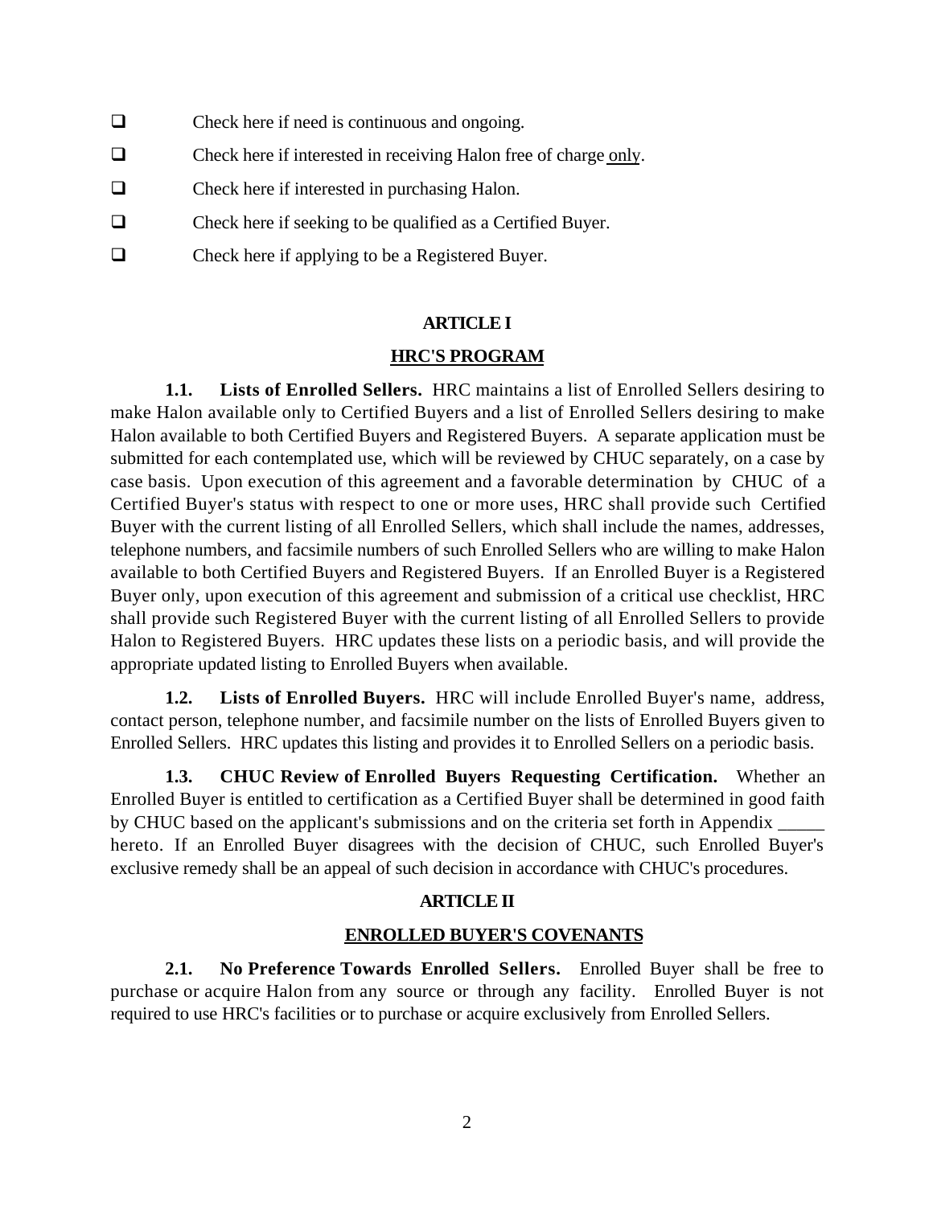- ☐ Check here if need is continuous and ongoing.
- ☐ Check here if interested in receiving Halon free of charge <u>only</u>.
- ☐ Check here if interested in purchasing Halon.
- ☐ Check here if seeking to be qualified as a Certified Buyer.
- ☐ Check here if applying to be a Registered Buyer.

## ARTICLE I

## <u>HRC'S PROGRAM</u>

**1.1. Lists of Enrolled Sellers.** HRC maintains a list of Enrolled Sellers desiring to make Halon available only to Certified Buyers and a list of Enrolled Sellers desiring to make Halon available to both Certified Buyers and Registered Buyers. A separate application must be submitted for each contemplated use, which will be reviewed by CHUC separately, on a case by case basis. Upon execution of this agreement and a favorable determination by CHUC of a Certified Buyer's status with respect to one or more uses, HRC shall provide such Certified Buyer with the current listing of all Enrolled Sellers, which shall include the names, addresses, telephone numbers, and facsimile numbers of such Enrolled Sellers who are willing to make Halon available to both Certified Buyers and Registered Buyers. If an Enrolled Buyer is a Registered Buyer only, upon execution of this agreement and submission of a critical use checklist, HRC shall provide such Registered Buyer with the current listing of all Enrolled Sellers to provide Halon to Registered Buyers. HRC updates these lists on a periodic basis, and will provide the appropriate updated listing to Enrolled Buyers when available.

**1.2. Lists of Enrolled Buyers.** HRC will include Enrolled Buyer's name, address, contact person, telephone number, and facsimile number on the lists of Enrolled Buyers given to Enrolled Sellers. HRC updates this listing and provides it to Enrolled Sellers on a periodic basis.

**1.3. CHUC Review of Enrolled Buyers Requesting Certification.** Whether an Enrolled Buyer is entitled to certification as a Certified Buyer shall be determined in good faith by CHUC based on the applicant's submissions and on the criteria set forth in Appendix _____ hereto. If an Enrolled Buyer disagrees with the decision of CHUC, such Enrolled Buyer's exclusive remedy shall be an appeal of such decision in accordance with CHUC's procedures.

## ARTICLE II

## <u>ENROLLED BUYER'S COVENANTS</u>

**2.1. No Preference Towards Enrolled Sellers.** Enrolled Buyer shall be free to purchase or acquire Halon from any source or through any facility. Enrolled Buyer is not required to use HRC's facilities or to purchase or acquire exclusively from Enrolled Sellers.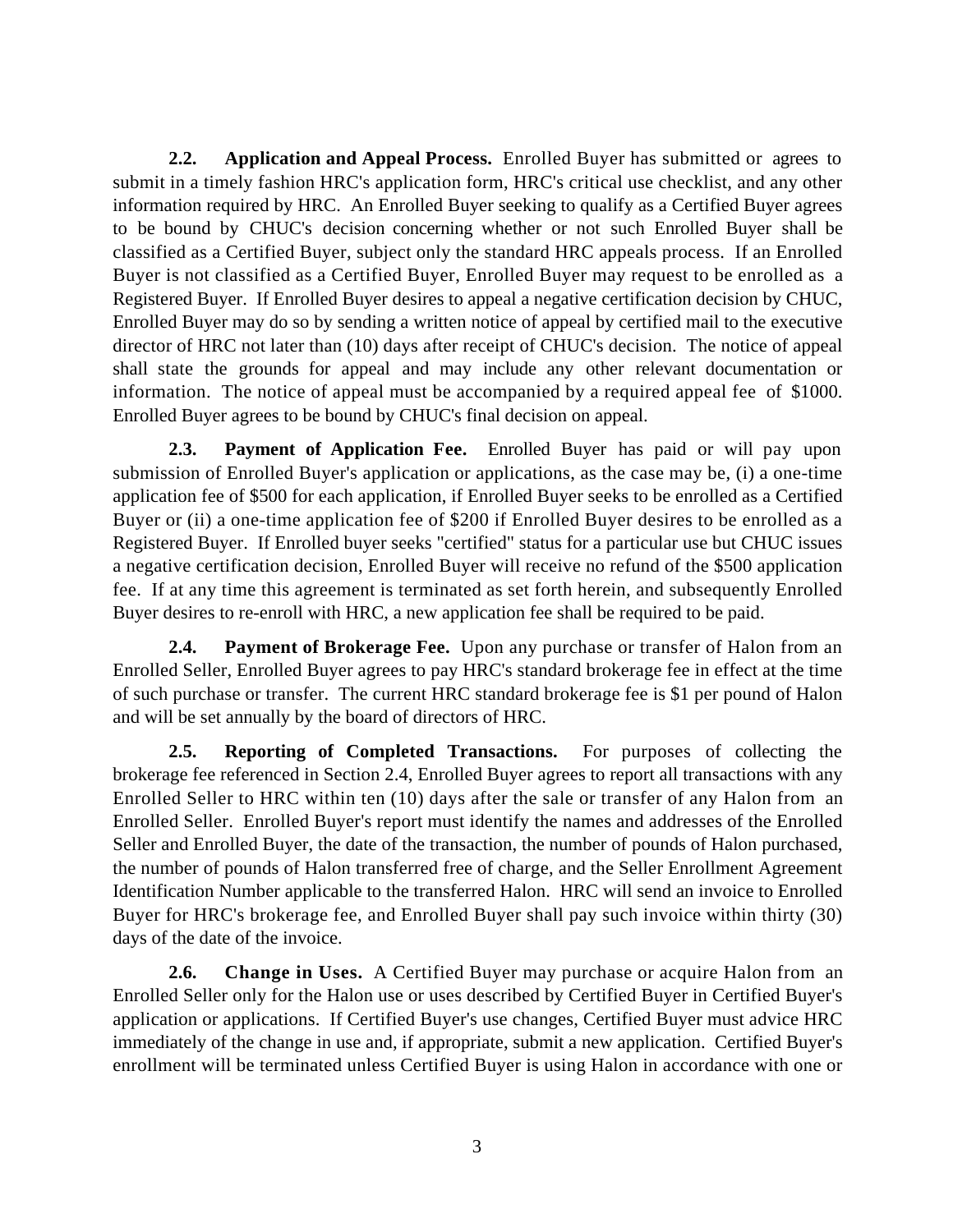**2.2. Application and Appeal Process.** Enrolled Buyer has submitted or agrees to submit in a timely fashion HRC's application form, HRC's critical use checklist, and any other information required by HRC. An Enrolled Buyer seeking to qualify as a Certified Buyer agrees to be bound by CHUC's decision concerning whether or not such Enrolled Buyer shall be classified as a Certified Buyer, subject only the standard HRC appeals process. If an Enrolled Buyer is not classified as a Certified Buyer, Enrolled Buyer may request to be enrolled as a Registered Buyer. If Enrolled Buyer desires to appeal a negative certification decision by CHUC, Enrolled Buyer may do so by sending a written notice of appeal by certified mail to the executive director of HRC not later than (10) days after receipt of CHUC's decision. The notice of appeal shall state the grounds for appeal and may include any other relevant documentation or information. The notice of appeal must be accompanied by a required appeal fee of $1000. Enrolled Buyer agrees to be bound by CHUC's final decision on appeal.

**2.3. Payment of Application Fee.** Enrolled Buyer has paid or will pay upon submission of Enrolled Buyer's application or applications, as the case may be, (i) a one-time application fee of $500 for each application, if Enrolled Buyer seeks to be enrolled as a Certified Buyer or (ii) a one-time application fee of $200 if Enrolled Buyer desires to be enrolled as a Registered Buyer. If Enrolled buyer seeks "certified" status for a particular use but CHUC issues a negative certification decision, Enrolled Buyer will receive no refund of the $500 application fee. If at any time this agreement is terminated as set forth herein, and subsequently Enrolled Buyer desires to re-enroll with HRC, a new application fee shall be required to be paid.

**2.4. Payment of Brokerage Fee.** Upon any purchase or transfer of Halon from an Enrolled Seller, Enrolled Buyer agrees to pay HRC's standard brokerage fee in effect at the time of such purchase or transfer. The current HRC standard brokerage fee is $1 per pound of Halon and will be set annually by the board of directors of HRC.

**2.5. Reporting of Completed Transactions.** For purposes of collecting the brokerage fee referenced in Section 2.4, Enrolled Buyer agrees to report all transactions with any Enrolled Seller to HRC within ten (10) days after the sale or transfer of any Halon from an Enrolled Seller. Enrolled Buyer's report must identify the names and addresses of the Enrolled Seller and Enrolled Buyer, the date of the transaction, the number of pounds of Halon purchased, the number of pounds of Halon transferred free of charge, and the Seller Enrollment Agreement Identification Number applicable to the transferred Halon. HRC will send an invoice to Enrolled Buyer for HRC's brokerage fee, and Enrolled Buyer shall pay such invoice within thirty (30) days of the date of the invoice.

**2.6. Change in Uses.** A Certified Buyer may purchase or acquire Halon from an Enrolled Seller only for the Halon use or uses described by Certified Buyer in Certified Buyer's application or applications. If Certified Buyer's use changes, Certified Buyer must advice HRC immediately of the change in use and, if appropriate, submit a new application. Certified Buyer's enrollment will be terminated unless Certified Buyer is using Halon in accordance with one or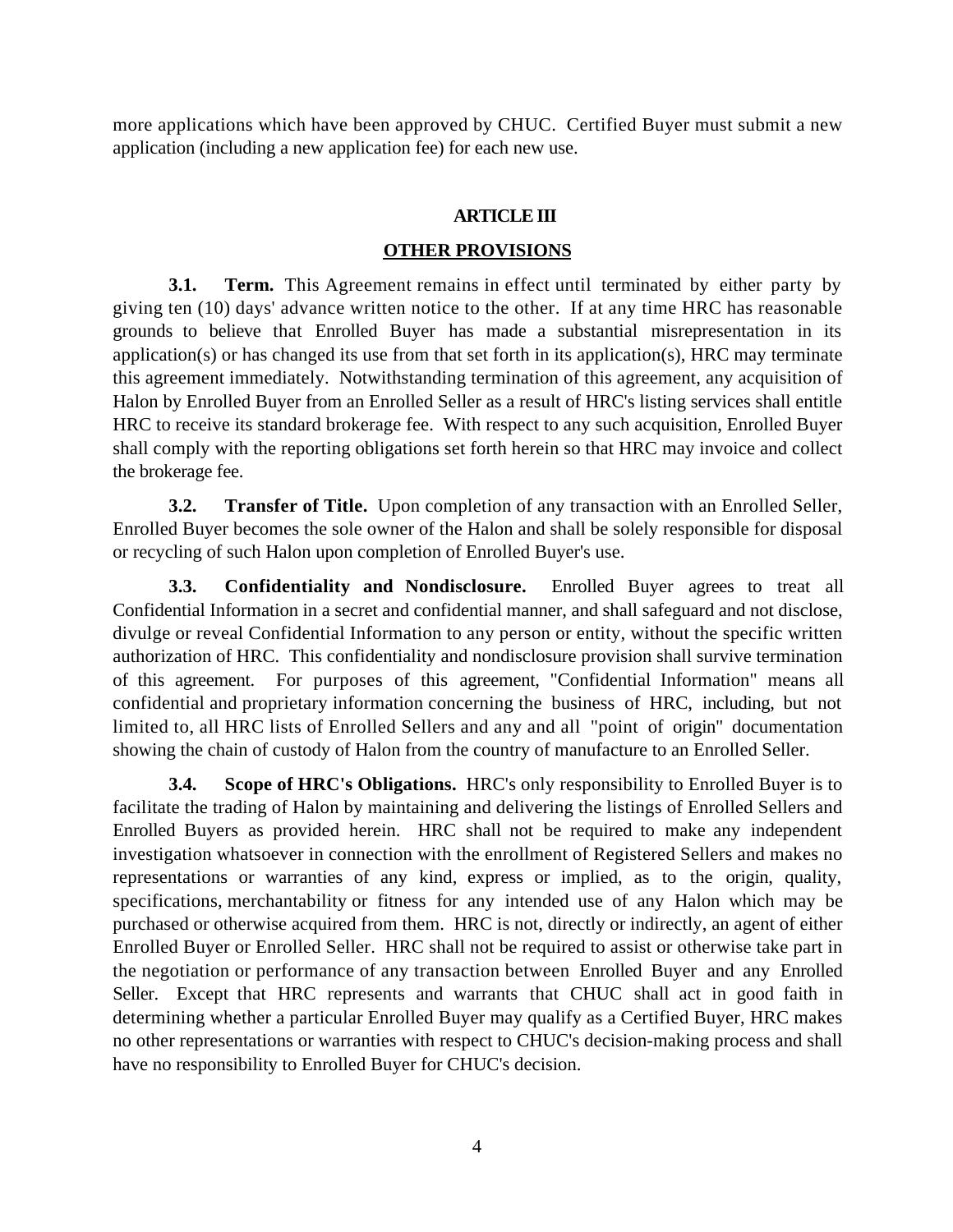more applications which have been approved by CHUC. Certified Buyer must submit a new application (including a new application fee) for each new use.

## ARTICLE III

## OTHER PROVISIONS

**3.1. Term.** This Agreement remains in effect until terminated by either party by giving ten (10) days' advance written notice to the other. If at any time HRC has reasonable grounds to believe that Enrolled Buyer has made a substantial misrepresentation in its application(s) or has changed its use from that set forth in its application(s), HRC may terminate this agreement immediately. Notwithstanding termination of this agreement, any acquisition of Halon by Enrolled Buyer from an Enrolled Seller as a result of HRC's listing services shall entitle HRC to receive its standard brokerage fee. With respect to any such acquisition, Enrolled Buyer shall comply with the reporting obligations set forth herein so that HRC may invoice and collect the brokerage fee.

**3.2. Transfer of Title.** Upon completion of any transaction with an Enrolled Seller, Enrolled Buyer becomes the sole owner of the Halon and shall be solely responsible for disposal or recycling of such Halon upon completion of Enrolled Buyer's use.

**3.3. Confidentiality and Nondisclosure.** Enrolled Buyer agrees to treat all Confidential Information in a secret and confidential manner, and shall safeguard and not disclose, divulge or reveal Confidential Information to any person or entity, without the specific written authorization of HRC. This confidentiality and nondisclosure provision shall survive termination of this agreement. For purposes of this agreement, "Confidential Information" means all confidential and proprietary information concerning the business of HRC, including, but not limited to, all HRC lists of Enrolled Sellers and any and all "point of origin" documentation showing the chain of custody of Halon from the country of manufacture to an Enrolled Seller.

**3.4. Scope of HRC's Obligations.** HRC's only responsibility to Enrolled Buyer is to facilitate the trading of Halon by maintaining and delivering the listings of Enrolled Sellers and Enrolled Buyers as provided herein. HRC shall not be required to make any independent investigation whatsoever in connection with the enrollment of Registered Sellers and makes no representations or warranties of any kind, express or implied, as to the origin, quality, specifications, merchantability or fitness for any intended use of any Halon which may be purchased or otherwise acquired from them. HRC is not, directly or indirectly, an agent of either Enrolled Buyer or Enrolled Seller. HRC shall not be required to assist or otherwise take part in the negotiation or performance of any transaction between Enrolled Buyer and any Enrolled Seller. Except that HRC represents and warrants that CHUC shall act in good faith in determining whether a particular Enrolled Buyer may qualify as a Certified Buyer, HRC makes no other representations or warranties with respect to CHUC's decision-making process and shall have no responsibility to Enrolled Buyer for CHUC's decision.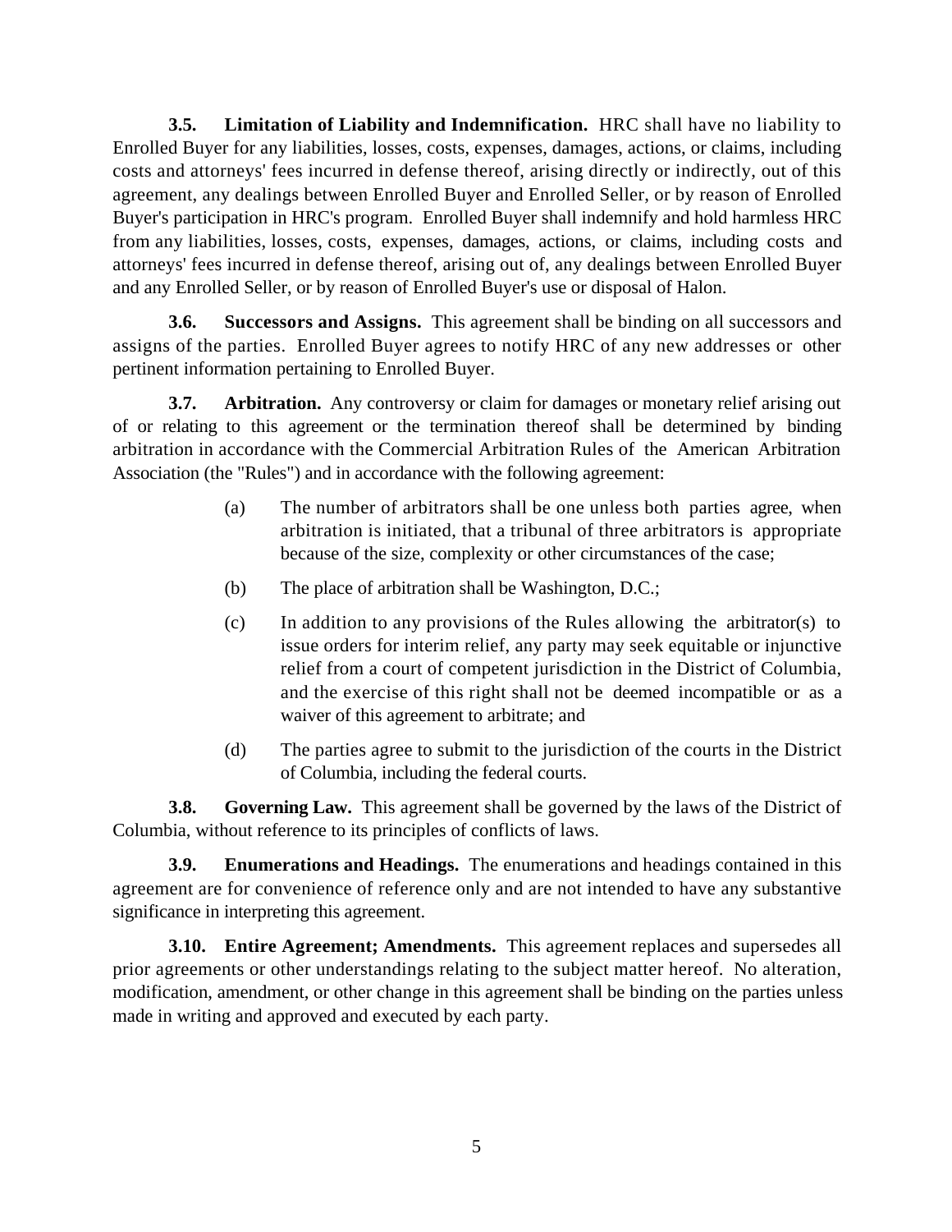**3.5. Limitation of Liability and Indemnification.** HRC shall have no liability to Enrolled Buyer for any liabilities, losses, costs, expenses, damages, actions, or claims, including costs and attorneys' fees incurred in defense thereof, arising directly or indirectly, out of this agreement, any dealings between Enrolled Buyer and Enrolled Seller, or by reason of Enrolled Buyer's participation in HRC's program. Enrolled Buyer shall indemnify and hold harmless HRC from any liabilities, losses, costs, expenses, damages, actions, or claims, including costs and attorneys' fees incurred in defense thereof, arising out of, any dealings between Enrolled Buyer and any Enrolled Seller, or by reason of Enrolled Buyer's use or disposal of Halon.

**3.6. Successors and Assigns.** This agreement shall be binding on all successors and assigns of the parties. Enrolled Buyer agrees to notify HRC of any new addresses or other pertinent information pertaining to Enrolled Buyer.

**3.7. Arbitration.** Any controversy or claim for damages or monetary relief arising out of or relating to this agreement or the termination thereof shall be determined by binding arbitration in accordance with the Commercial Arbitration Rules of the American Arbitration Association (the "Rules") and in accordance with the following agreement:

(a) The number of arbitrators shall be one unless both parties agree, when arbitration is initiated, that a tribunal of three arbitrators is appropriate because of the size, complexity or other circumstances of the case;

(b) The place of arbitration shall be Washington, D.C.;

(c) In addition to any provisions of the Rules allowing the arbitrator(s) to issue orders for interim relief, any party may seek equitable or injunctive relief from a court of competent jurisdiction in the District of Columbia, and the exercise of this right shall not be deemed incompatible or as a waiver of this agreement to arbitrate; and

(d) The parties agree to submit to the jurisdiction of the courts in the District of Columbia, including the federal courts.

**3.8. Governing Law.** This agreement shall be governed by the laws of the District of Columbia, without reference to its principles of conflicts of laws.

**3.9. Enumerations and Headings.** The enumerations and headings contained in this agreement are for convenience of reference only and are not intended to have any substantive significance in interpreting this agreement.

**3.10. Entire Agreement; Amendments.** This agreement replaces and supersedes all prior agreements or other understandings relating to the subject matter hereof. No alteration, modification, amendment, or other change in this agreement shall be binding on the parties unless made in writing and approved and executed by each party.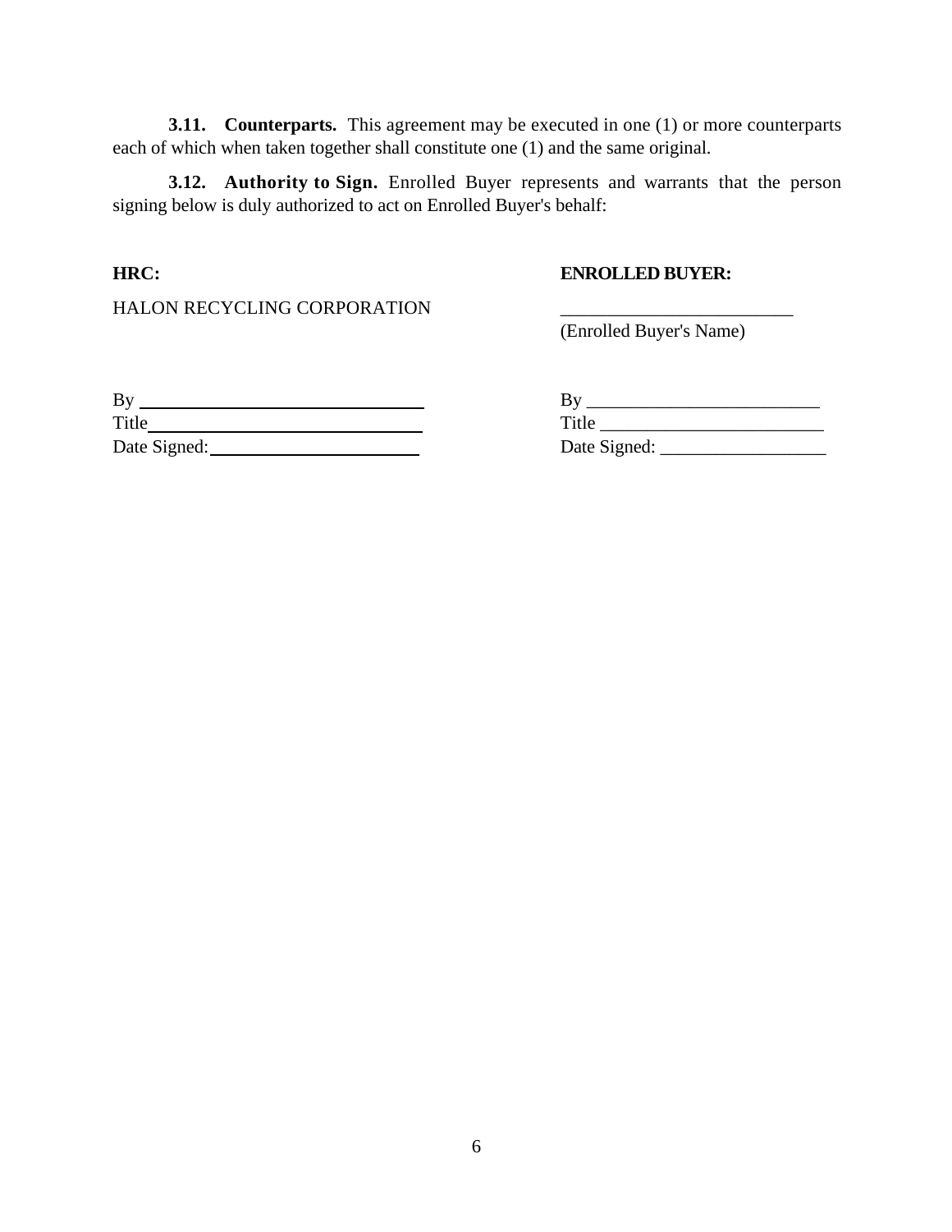**3.11. Counterparts.** This agreement may be executed in one (1) or more counterparts each of which when taken together shall constitute one (1) and the same original.

**3.12. Authority to Sign.** Enrolled Buyer represents and warrants that the person signing below is duly authorized to act on Enrolled Buyer's behalf:

**HRC:**

HALON RECYCLING CORPORATION

By ______________________________

Title ______________________________

Date Signed: ______________________

**ENROLLED BUYER:**

_________________________

(Enrolled Buyer's Name)

By _________________________

Title ________________________

Date Signed: __________________